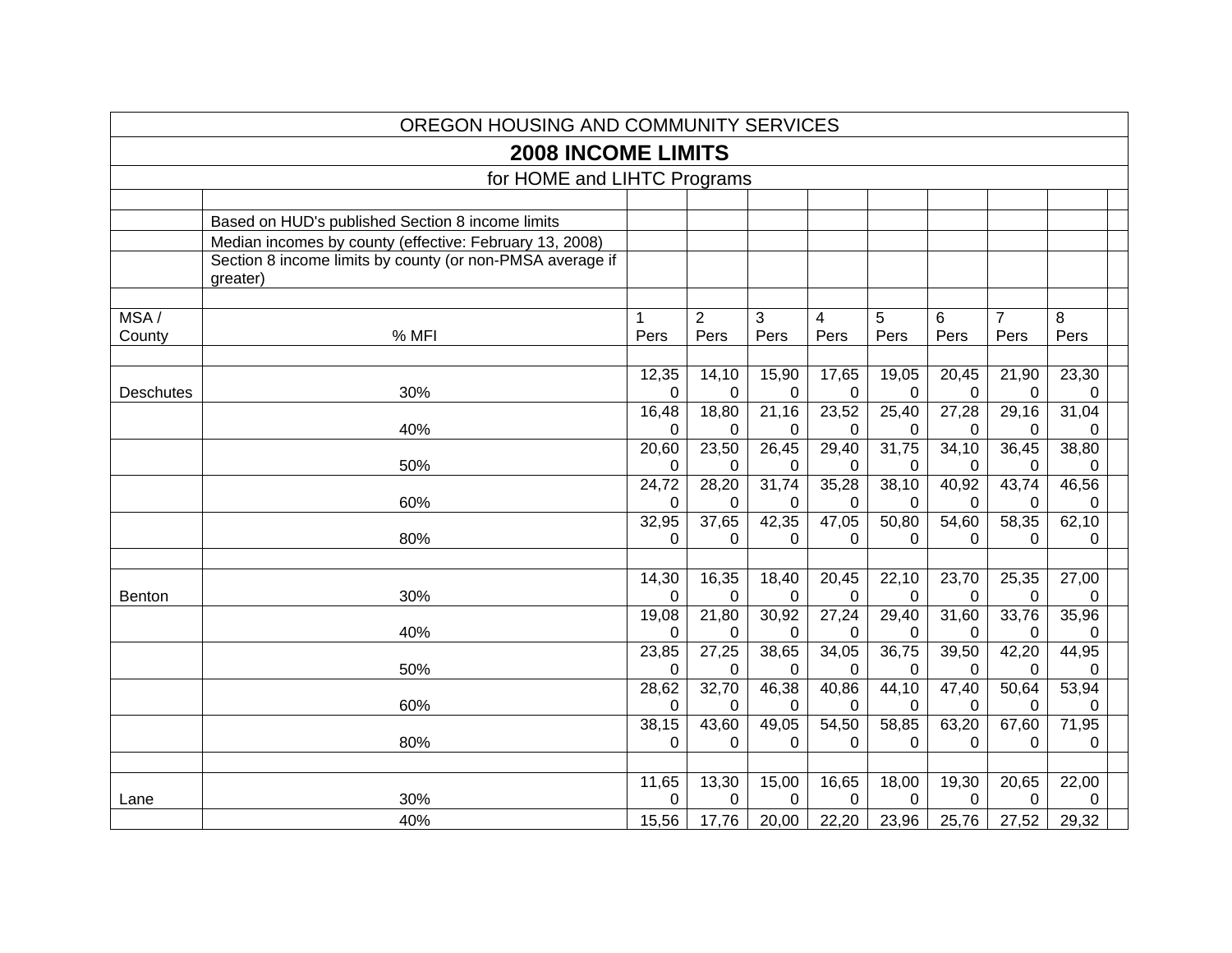# OREGON HOUSING AND COMMUNITY SERVICES

## 2008 INCOME LIMITS

### for HOME and LIHTC Programs

Based on HUD's published Section 8 income limits

Median incomes by county (effective: February 13, 2008)

Section 8 income limits by county (or non-PMSA average if greater)

| MSA / County | % MFI | 1 Pers | 2 Pers | 3 Pers | 4 Pers | 5 Pers | 6 Pers | 7 Pers | 8 Pers |
|---|---|---|---|---|---|---|---|---|---|
| Deschutes | 30% | 12,350 | 14,100 | 15,900 | 17,650 | 19,050 | 20,450 | 21,900 | 23,300 |
| | 40% | 16,480 | 18,800 | 21,160 | 23,520 | 25,400 | 27,280 | 29,160 | 31,040 |
| | 50% | 20,600 | 23,500 | 26,450 | 29,400 | 31,750 | 34,100 | 36,450 | 38,800 |
| | 60% | 24,720 | 28,200 | 31,740 | 35,280 | 38,100 | 40,920 | 43,740 | 46,560 |
| | 80% | 32,950 | 37,650 | 42,350 | 47,050 | 50,800 | 54,600 | 58,350 | 62,100 |
| | | | | | | | | | |
| Benton | 30% | 14,300 | 16,350 | 18,400 | 20,450 | 22,100 | 23,700 | 25,350 | 27,000 |
| | 40% | 19,080 | 21,800 | 30,920 | 27,240 | 29,400 | 31,600 | 33,760 | 35,960 |
| | 50% | 23,850 | 27,250 | 38,650 | 34,050 | 36,750 | 39,500 | 42,200 | 44,950 |
| | 60% | 28,620 | 32,700 | 46,380 | 40,860 | 44,100 | 47,400 | 50,640 | 53,940 |
| | 80% | 38,150 | 43,600 | 49,050 | 54,500 | 58,850 | 63,200 | 67,600 | 71,950 |
| | | | | | | | | | |
| Lane | 30% | 11,650 | 13,300 | 15,000 | 16,650 | 18,000 | 19,300 | 20,650 | 22,000 |
| | 40% | 15,56 | 17,76 | 20,00 | 22,20 | 23,96 | 25,76 | 27,52 | 29,32 |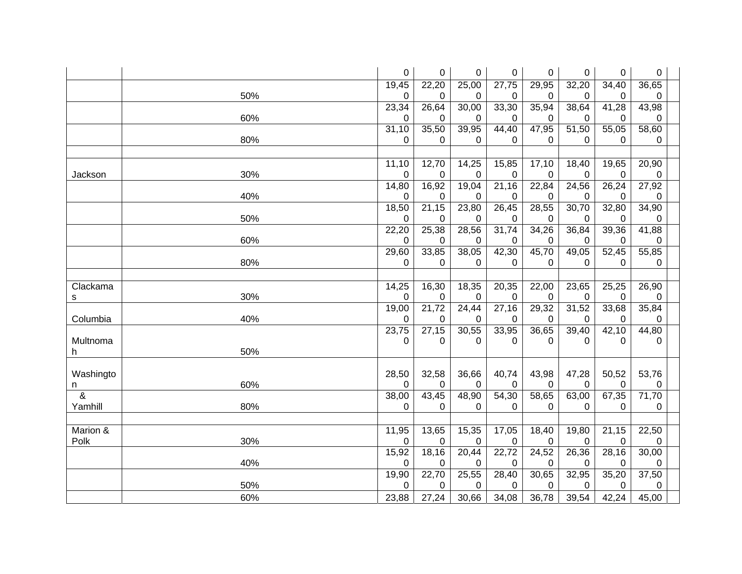| | | | | | | | | | | |
|---|---|---|---|---|---|---|---|---|---|---|
| | | 0 | 0 | 0 | 0 | 0 | 0 | 0 | 0 | |
| | 50% | 19,450 | 22,200 | 25,000 | 27,750 | 29,950 | 32,200 | 34,400 | 36,650 | |
| | 60% | 23,340 | 26,640 | 30,000 | 33,300 | 35,940 | 38,640 | 41,280 | 43,980 | |
| | 80% | 31,100 | 35,500 | 39,950 | 44,400 | 47,950 | 51,500 | 55,050 | 58,600 | |
| | | | | | | | | | | |
| Jackson | 30% | 11,100 | 12,700 | 14,250 | 15,850 | 17,100 | 18,400 | 19,650 | 20,900 | |
| | 40% | 14,800 | 16,920 | 19,040 | 21,160 | 22,840 | 24,560 | 26,240 | 27,920 | |
| | 50% | 18,500 | 21,150 | 23,800 | 26,450 | 28,550 | 30,700 | 32,800 | 34,900 | |
| | 60% | 22,200 | 25,380 | 28,560 | 31,740 | 34,260 | 36,840 | 39,360 | 41,880 | |
| | 80% | 29,600 | 33,850 | 38,050 | 42,300 | 45,700 | 49,050 | 52,450 | 55,850 | |
| | | | | | | | | | | |
| Clackamas | 30% | 14,250 | 16,300 | 18,350 | 20,350 | 22,000 | 23,650 | 25,250 | 26,900 | |
| Columbia | 40% | 19,000 | 21,720 | 24,440 | 27,160 | 29,320 | 31,520 | 33,680 | 35,840 | |
| Multnomah | 50% | 23,750 | 27,150 | 30,550 | 33,950 | 36,650 | 39,400 | 42,100 | 44,800 | |
| Washington | 60% | 28,500 | 32,580 | 36,660 | 40,740 | 43,980 | 47,280 | 50,520 | 53,760 | |
| & Yamhill | 80% | 38,000 | 43,450 | 48,900 | 54,300 | 58,650 | 63,000 | 67,350 | 71,700 | |
| | | | | | | | | | | |
| Marion & Polk | 30% | 11,950 | 13,650 | 15,350 | 17,050 | 18,400 | 19,800 | 21,150 | 22,500 | |
| | 40% | 15,920 | 18,160 | 20,440 | 22,720 | 24,520 | 26,360 | 28,160 | 30,000 | |
| | 50% | 19,900 | 22,700 | 25,550 | 28,400 | 30,650 | 32,950 | 35,200 | 37,500 | |
| | 60% | 23,88 | 27,24 | 30,66 | 34,08 | 36,78 | 39,54 | 42,24 | 45,00 | |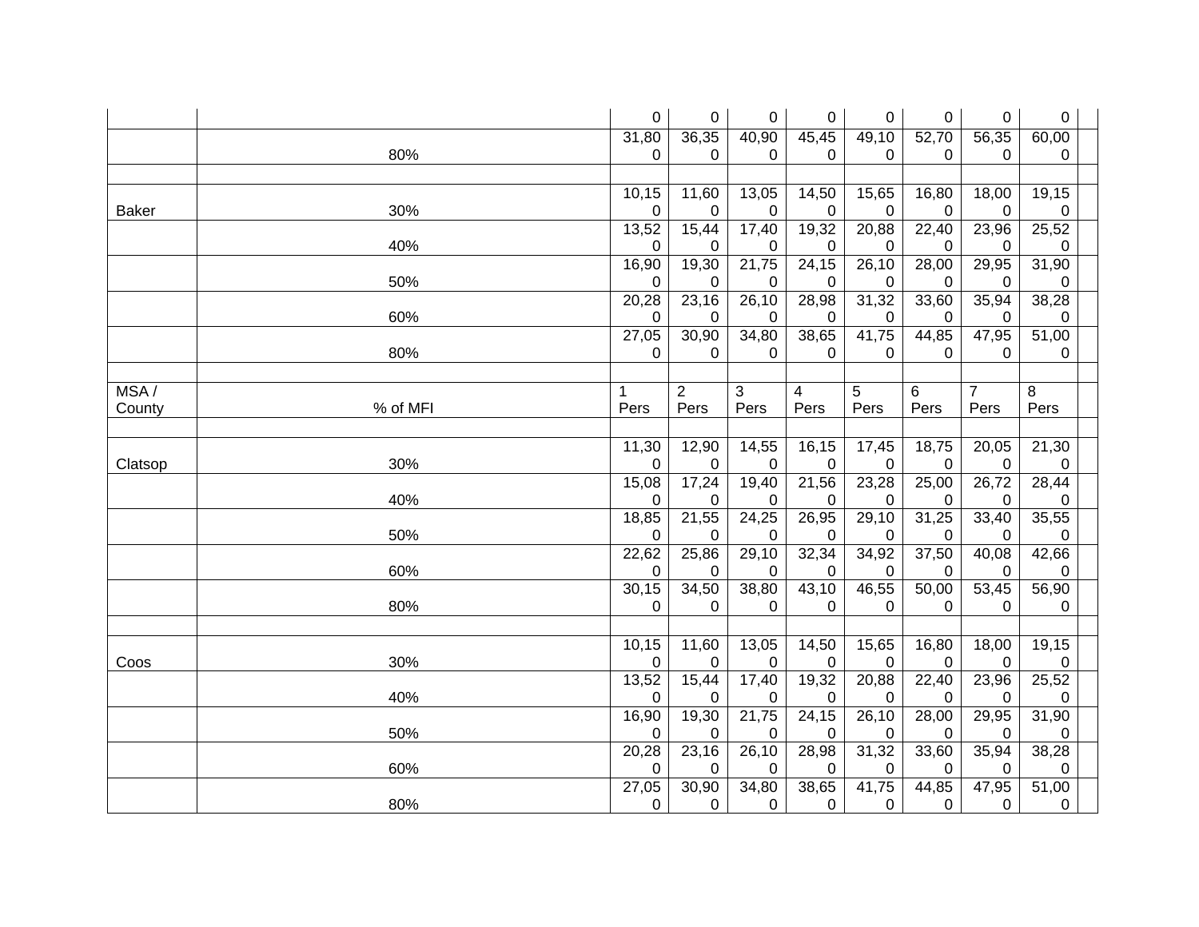| | | | | | | | | | | |
|---|---|---|---|---|---|---|---|---|---|---|
| | | 0 | 0 | 0 | 0 | 0 | 0 | 0 | 0 | |
| | 80% | 31,800 | 36,350 | 40,900 | 45,450 | 49,100 | 52,700 | 56,350 | 60,000 | |
| | | | | | | | | | | |
| Baker | 30% | 10,150 | 11,600 | 13,050 | 14,500 | 15,650 | 16,800 | 18,000 | 19,150 | |
| | 40% | 13,520 | 15,440 | 17,400 | 19,320 | 20,880 | 22,400 | 23,960 | 25,520 | |
| | 50% | 16,900 | 19,300 | 21,750 | 24,150 | 26,100 | 28,000 | 29,950 | 31,900 | |
| | 60% | 20,280 | 23,160 | 26,100 | 28,980 | 31,320 | 33,600 | 35,940 | 38,280 | |
| | 80% | 27,050 | 30,900 | 34,800 | 38,650 | 41,750 | 44,850 | 47,950 | 51,000 | |
| | | | | | | | | | | |
| MSA / County | % of MFI | 1 Pers | 2 Pers | 3 Pers | 4 Pers | 5 Pers | 6 Pers | 7 Pers | 8 Pers | |
| | | | | | | | | | | |
| Clatsop | 30% | 11,300 | 12,900 | 14,550 | 16,150 | 17,450 | 18,750 | 20,050 | 21,300 | |
| | 40% | 15,080 | 17,240 | 19,400 | 21,560 | 23,280 | 25,000 | 26,720 | 28,440 | |
| | 50% | 18,850 | 21,550 | 24,250 | 26,950 | 29,100 | 31,250 | 33,400 | 35,550 | |
| | 60% | 22,620 | 25,860 | 29,100 | 32,340 | 34,920 | 37,500 | 40,080 | 42,660 | |
| | 80% | 30,150 | 34,500 | 38,800 | 43,100 | 46,550 | 50,000 | 53,450 | 56,900 | |
| | | | | | | | | | | |
| Coos | 30% | 10,150 | 11,600 | 13,050 | 14,500 | 15,650 | 16,800 | 18,000 | 19,150 | |
| | 40% | 13,520 | 15,440 | 17,400 | 19,320 | 20,880 | 22,400 | 23,960 | 25,520 | |
| | 50% | 16,900 | 19,300 | 21,750 | 24,150 | 26,100 | 28,000 | 29,950 | 31,900 | |
| | 60% | 20,280 | 23,160 | 26,100 | 28,980 | 31,320 | 33,600 | 35,940 | 38,280 | |
| | 80% | 27,050 | 30,900 | 34,800 | 38,650 | 41,750 | 44,850 | 47,950 | 51,000 | |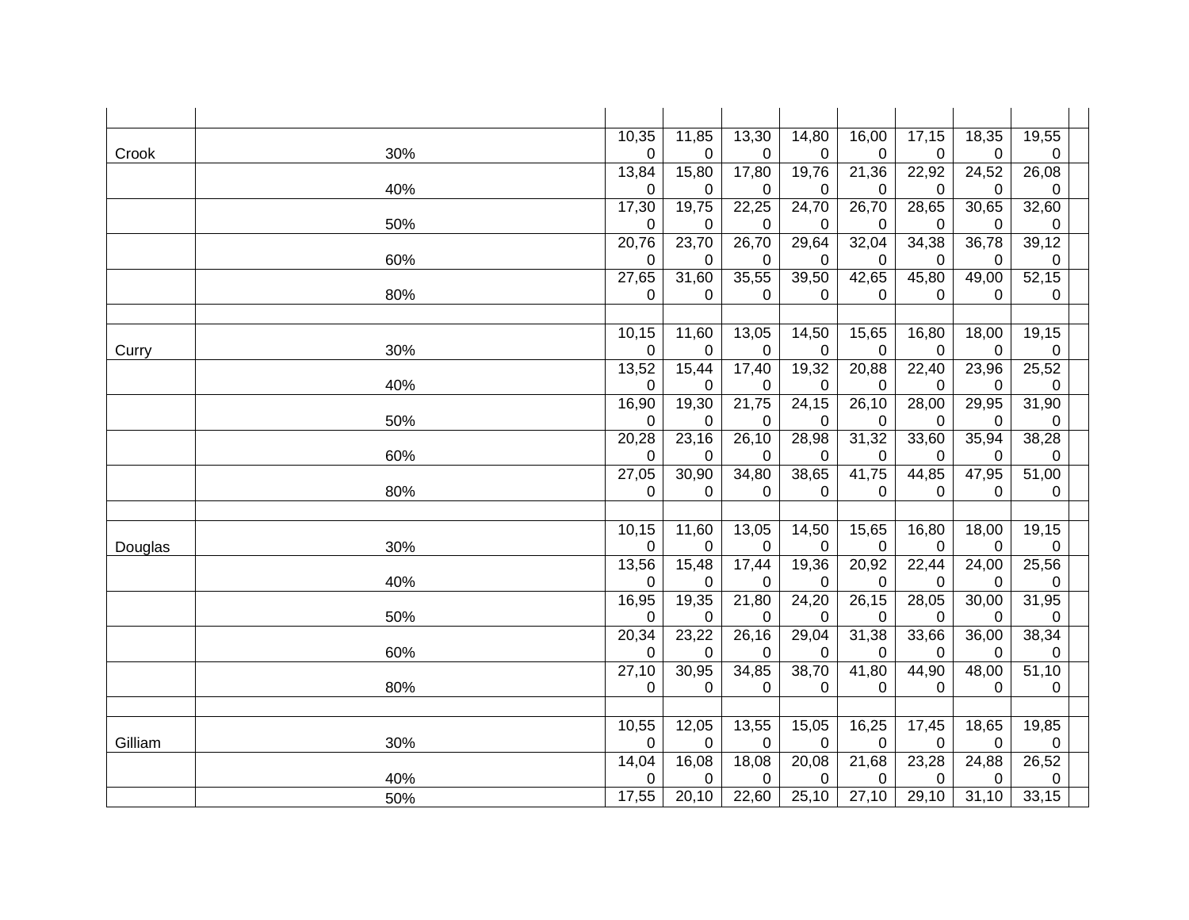| | | | | | | | | | | |
|---|---|---|---|---|---|---|---|---|---|---|
| Crook | 30% | 10,350 | 11,850 | 13,300 | 14,800 | 16,000 | 17,150 | 18,350 | 19,550 | |
| | 40% | 13,840 | 15,800 | 17,800 | 19,760 | 21,360 | 22,920 | 24,520 | 26,080 | |
| | 50% | 17,300 | 19,750 | 22,250 | 24,700 | 26,700 | 28,650 | 30,650 | 32,600 | |
| | 60% | 20,760 | 23,700 | 26,700 | 29,640 | 32,040 | 34,380 | 36,780 | 39,120 | |
| | 80% | 27,650 | 31,600 | 35,550 | 39,500 | 42,650 | 45,800 | 49,000 | 52,150 | |
| | | | | | | | | | | |
| Curry | 30% | 10,150 | 11,600 | 13,050 | 14,500 | 15,650 | 16,800 | 18,000 | 19,150 | |
| | 40% | 13,520 | 15,440 | 17,400 | 19,320 | 20,880 | 22,400 | 23,960 | 25,520 | |
| | 50% | 16,900 | 19,300 | 21,750 | 24,150 | 26,100 | 28,000 | 29,950 | 31,900 | |
| | 60% | 20,280 | 23,160 | 26,100 | 28,980 | 31,320 | 33,600 | 35,940 | 38,280 | |
| | 80% | 27,050 | 30,900 | 34,800 | 38,650 | 41,750 | 44,850 | 47,950 | 51,000 | |
| | | | | | | | | | | |
| Douglas | 30% | 10,150 | 11,600 | 13,050 | 14,500 | 15,650 | 16,800 | 18,000 | 19,150 | |
| | 40% | 13,560 | 15,480 | 17,440 | 19,360 | 20,920 | 22,440 | 24,000 | 25,560 | |
| | 50% | 16,950 | 19,350 | 21,800 | 24,200 | 26,150 | 28,050 | 30,000 | 31,950 | |
| | 60% | 20,340 | 23,220 | 26,160 | 29,040 | 31,380 | 33,660 | 36,000 | 38,340 | |
| | 80% | 27,100 | 30,950 | 34,850 | 38,700 | 41,800 | 44,900 | 48,000 | 51,100 | |
| | | | | | | | | | | |
| Gilliam | 30% | 10,550 | 12,050 | 13,550 | 15,050 | 16,250 | 17,450 | 18,650 | 19,850 | |
| | 40% | 14,040 | 16,080 | 18,080 | 20,080 | 21,680 | 23,280 | 24,880 | 26,520 | |
| | 50% | 17,55 | 20,10 | 22,60 | 25,10 | 27,10 | 29,10 | 31,10 | 33,15 | |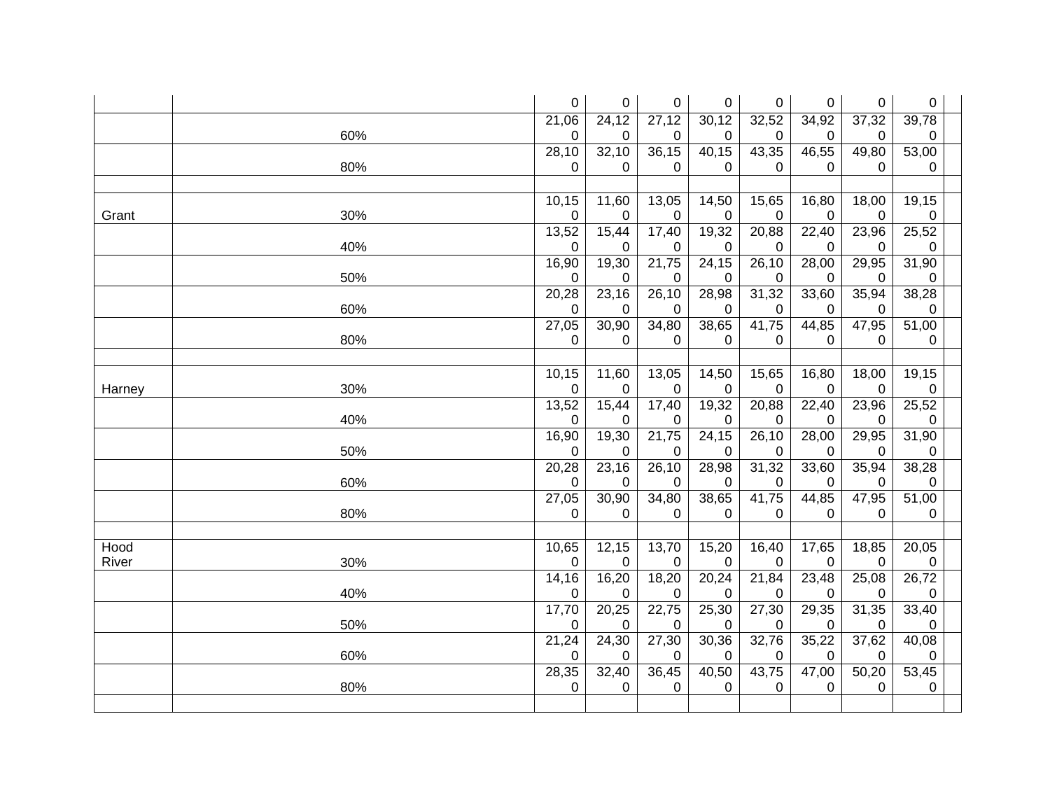| | | | | | | | | | | |
|---|---|---|---|---|---|---|---|---|---|---|
| | | 0 | 0 | 0 | 0 | 0 | 0 | 0 | 0 | |
| | 60% | 21,060 | 24,120 | 27,120 | 30,120 | 32,520 | 34,920 | 37,320 | 39,780 | |
| | 80% | 28,100 | 32,100 | 36,150 | 40,150 | 43,350 | 46,550 | 49,800 | 53,000 | |
| | | | | | | | | | | |
| Grant | 30% | 10,150 | 11,600 | 13,050 | 14,500 | 15,650 | 16,800 | 18,000 | 19,150 | |
| | 40% | 13,520 | 15,440 | 17,400 | 19,320 | 20,880 | 22,400 | 23,960 | 25,520 | |
| | 50% | 16,900 | 19,300 | 21,750 | 24,150 | 26,100 | 28,000 | 29,950 | 31,900 | |
| | 60% | 20,280 | 23,160 | 26,100 | 28,980 | 31,320 | 33,600 | 35,940 | 38,280 | |
| | 80% | 27,050 | 30,900 | 34,800 | 38,650 | 41,750 | 44,850 | 47,950 | 51,000 | |
| | | | | | | | | | | |
| Harney | 30% | 10,150 | 11,600 | 13,050 | 14,500 | 15,650 | 16,800 | 18,000 | 19,150 | |
| | 40% | 13,520 | 15,440 | 17,400 | 19,320 | 20,880 | 22,400 | 23,960 | 25,520 | |
| | 50% | 16,900 | 19,300 | 21,750 | 24,150 | 26,100 | 28,000 | 29,950 | 31,900 | |
| | 60% | 20,280 | 23,160 | 26,100 | 28,980 | 31,320 | 33,600 | 35,940 | 38,280 | |
| | 80% | 27,050 | 30,900 | 34,800 | 38,650 | 41,750 | 44,850 | 47,950 | 51,000 | |
| | | | | | | | | | | |
| Hood River | 30% | 10,650 | 12,150 | 13,700 | 15,200 | 16,400 | 17,650 | 18,850 | 20,050 | |
| | 40% | 14,160 | 16,200 | 18,200 | 20,240 | 21,840 | 23,480 | 25,080 | 26,720 | |
| | 50% | 17,700 | 20,250 | 22,750 | 25,300 | 27,300 | 29,350 | 31,350 | 33,400 | |
| | 60% | 21,240 | 24,300 | 27,300 | 30,360 | 32,760 | 35,220 | 37,620 | 40,080 | |
| | 80% | 28,350 | 32,400 | 36,450 | 40,500 | 43,750 | 47,000 | 50,200 | 53,450 | |
| | | | | | | | | | | |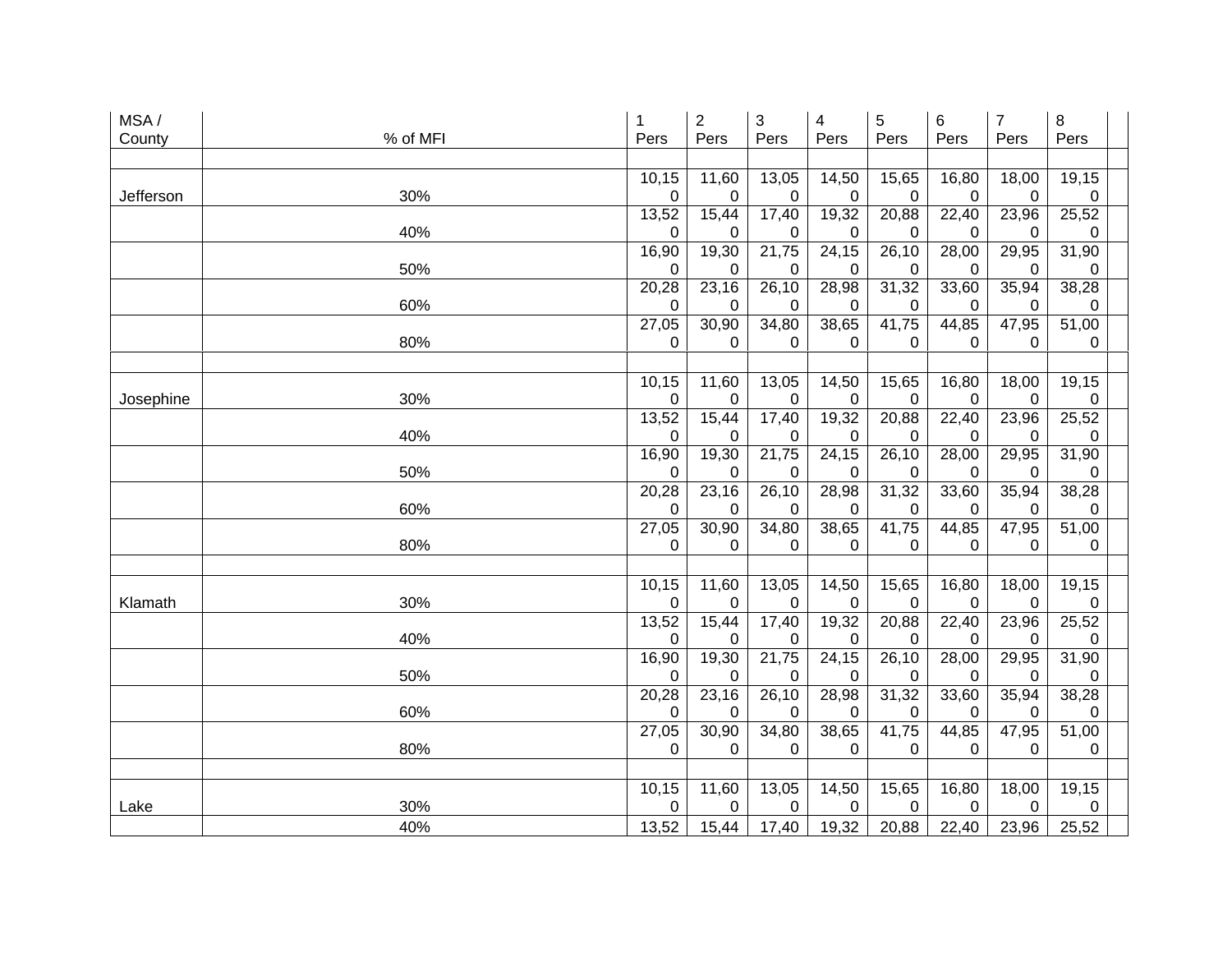| MSA / County | % of MFI | 1 Pers | 2 Pers | 3 Pers | 4 Pers | 5 Pers | 6 Pers | 7 Pers | 8 Pers | |
|---|---|---|---|---|---|---|---|---|---|---|
| | | | | | | | | | | |
| Jefferson | 30% | 10,150 | 11,600 | 13,050 | 14,500 | 15,650 | 16,800 | 18,000 | 19,150 | |
| | 40% | 13,520 | 15,440 | 17,400 | 19,320 | 20,880 | 22,400 | 23,960 | 25,520 | |
| | 50% | 16,900 | 19,300 | 21,750 | 24,150 | 26,100 | 28,000 | 29,950 | 31,900 | |
| | 60% | 20,280 | 23,160 | 26,100 | 28,980 | 31,320 | 33,600 | 35,940 | 38,280 | |
| | 80% | 27,050 | 30,900 | 34,800 | 38,650 | 41,750 | 44,850 | 47,950 | 51,000 | |
| | | | | | | | | | | |
| Josephine | 30% | 10,150 | 11,600 | 13,050 | 14,500 | 15,650 | 16,800 | 18,000 | 19,150 | |
| | 40% | 13,520 | 15,440 | 17,400 | 19,320 | 20,880 | 22,400 | 23,960 | 25,520 | |
| | 50% | 16,900 | 19,300 | 21,750 | 24,150 | 26,100 | 28,000 | 29,950 | 31,900 | |
| | 60% | 20,280 | 23,160 | 26,100 | 28,980 | 31,320 | 33,600 | 35,940 | 38,280 | |
| | 80% | 27,050 | 30,900 | 34,800 | 38,650 | 41,750 | 44,850 | 47,950 | 51,000 | |
| | | | | | | | | | | |
| Klamath | 30% | 10,150 | 11,600 | 13,050 | 14,500 | 15,650 | 16,800 | 18,000 | 19,150 | |
| | 40% | 13,520 | 15,440 | 17,400 | 19,320 | 20,880 | 22,400 | 23,960 | 25,520 | |
| | 50% | 16,900 | 19,300 | 21,750 | 24,150 | 26,100 | 28,000 | 29,950 | 31,900 | |
| | 60% | 20,280 | 23,160 | 26,100 | 28,980 | 31,320 | 33,600 | 35,940 | 38,280 | |
| | 80% | 27,050 | 30,900 | 34,800 | 38,650 | 41,750 | 44,850 | 47,950 | 51,000 | |
| | | | | | | | | | | |
| Lake | 30% | 10,150 | 11,600 | 13,050 | 14,500 | 15,650 | 16,800 | 18,000 | 19,150 | |
| | 40% | 13,52 | 15,44 | 17,40 | 19,32 | 20,88 | 22,40 | 23,96 | 25,52 | |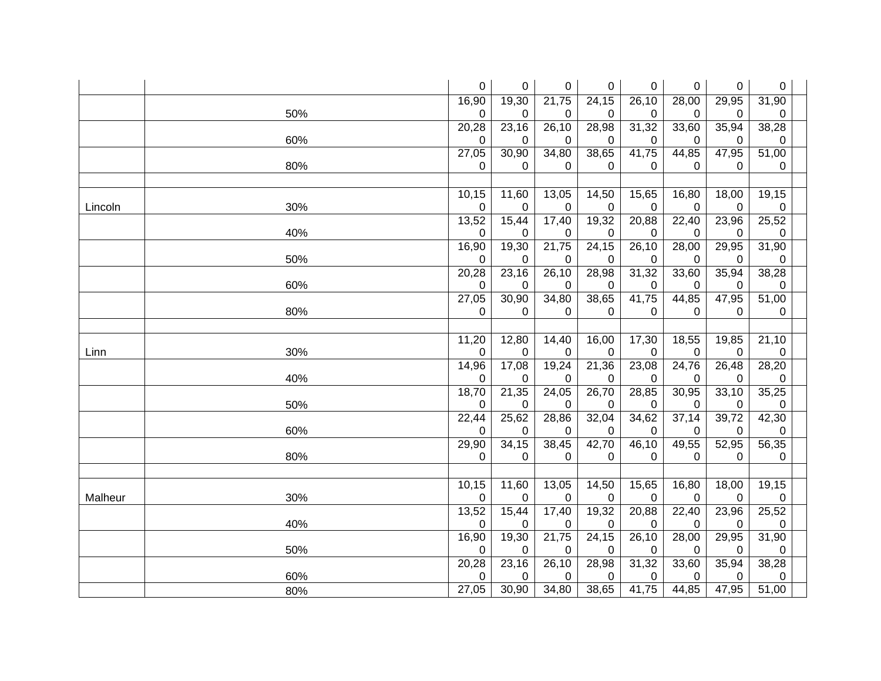| | | | | | | | | | | |
|---|---|---|---|---|---|---|---|---|---|---|
| | | 0 | 0 | 0 | 0 | 0 | 0 | 0 | 0 | |
| | 50% | 16,900 | 19,300 | 21,750 | 24,150 | 26,100 | 28,000 | 29,950 | 31,900 | |
| | 60% | 20,280 | 23,160 | 26,100 | 28,980 | 31,320 | 33,600 | 35,940 | 38,280 | |
| | 80% | 27,050 | 30,900 | 34,800 | 38,650 | 41,750 | 44,850 | 47,950 | 51,000 | |
| | | | | | | | | | | |
| Lincoln | 30% | 10,150 | 11,600 | 13,050 | 14,500 | 15,650 | 16,800 | 18,000 | 19,150 | |
| | 40% | 13,520 | 15,440 | 17,400 | 19,320 | 20,880 | 22,400 | 23,960 | 25,520 | |
| | 50% | 16,900 | 19,300 | 21,750 | 24,150 | 26,100 | 28,000 | 29,950 | 31,900 | |
| | 60% | 20,280 | 23,160 | 26,100 | 28,980 | 31,320 | 33,600 | 35,940 | 38,280 | |
| | 80% | 27,050 | 30,900 | 34,800 | 38,650 | 41,750 | 44,850 | 47,950 | 51,000 | |
| | | | | | | | | | | |
| Linn | 30% | 11,200 | 12,800 | 14,400 | 16,000 | 17,300 | 18,550 | 19,850 | 21,100 | |
| | 40% | 14,960 | 17,080 | 19,240 | 21,360 | 23,080 | 24,760 | 26,480 | 28,200 | |
| | 50% | 18,700 | 21,350 | 24,050 | 26,700 | 28,850 | 30,950 | 33,100 | 35,250 | |
| | 60% | 22,440 | 25,620 | 28,860 | 32,040 | 34,620 | 37,140 | 39,720 | 42,300 | |
| | 80% | 29,900 | 34,150 | 38,450 | 42,700 | 46,100 | 49,550 | 52,950 | 56,350 | |
| | | | | | | | | | | |
| Malheur | 30% | 10,150 | 11,600 | 13,050 | 14,500 | 15,650 | 16,800 | 18,000 | 19,150 | |
| | 40% | 13,520 | 15,440 | 17,400 | 19,320 | 20,880 | 22,400 | 23,960 | 25,520 | |
| | 50% | 16,900 | 19,300 | 21,750 | 24,150 | 26,100 | 28,000 | 29,950 | 31,900 | |
| | 60% | 20,280 | 23,160 | 26,100 | 28,980 | 31,320 | 33,600 | 35,940 | 38,280 | |
| | 80% | 27,05 | 30,90 | 34,80 | 38,65 | 41,75 | 44,85 | 47,95 | 51,00 | |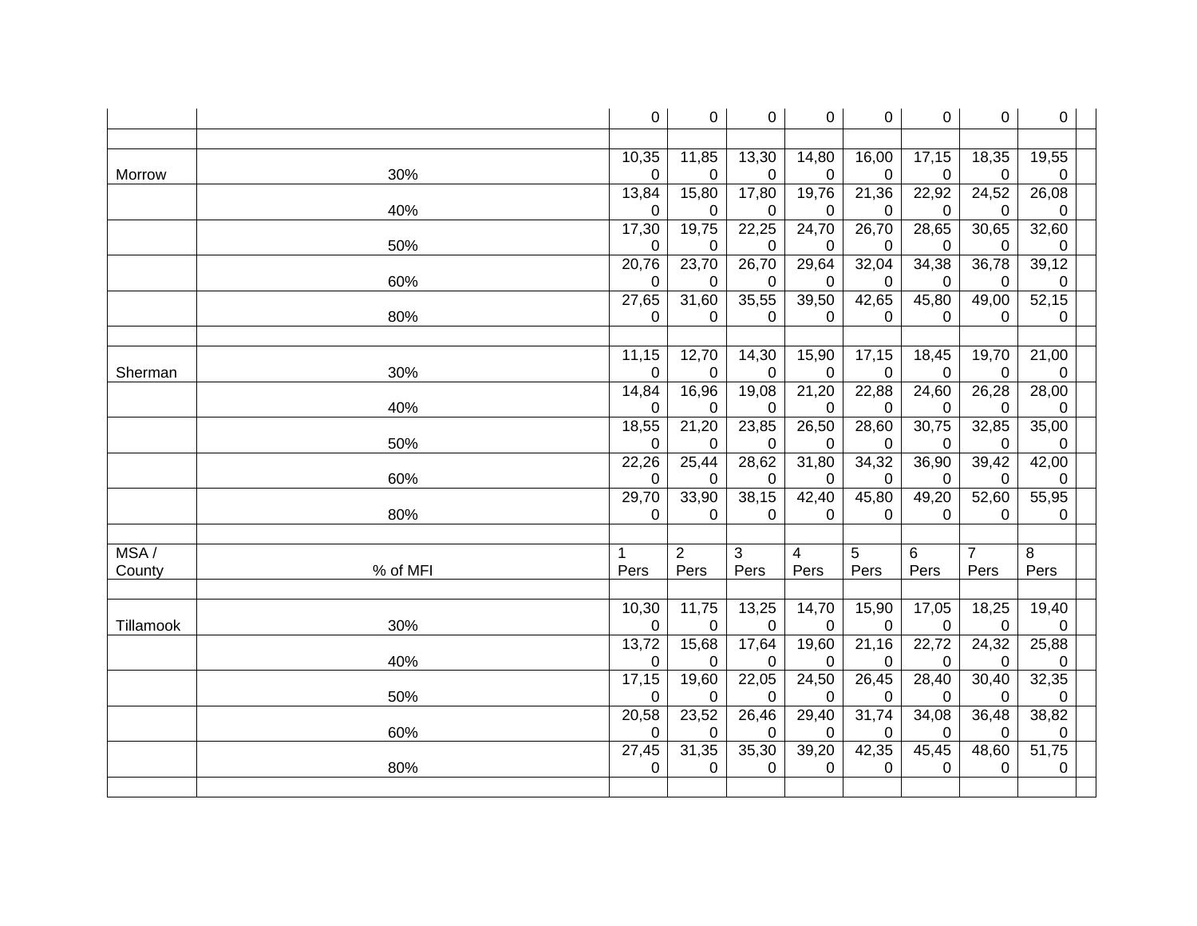| | | 0 | 0 | 0 | 0 | 0 | 0 | 0 | 0 | |
|---|---|---|---|---|---|---|---|---|---|---|
| | | | | | | | | | | |
| Morrow | 30% | 10,350 | 11,850 | 13,300 | 14,800 | 16,000 | 17,150 | 18,350 | 19,550 | |
| | 40% | 13,840 | 15,800 | 17,800 | 19,760 | 21,360 | 22,920 | 24,520 | 26,080 | |
| | 50% | 17,300 | 19,750 | 22,250 | 24,700 | 26,700 | 28,650 | 30,650 | 32,600 | |
| | 60% | 20,760 | 23,700 | 26,700 | 29,640 | 32,040 | 34,380 | 36,780 | 39,120 | |
| | 80% | 27,650 | 31,600 | 35,550 | 39,500 | 42,650 | 45,800 | 49,000 | 52,150 | |
| | | | | | | | | | | |
| Sherman | 30% | 11,150 | 12,700 | 14,300 | 15,900 | 17,150 | 18,450 | 19,700 | 21,000 | |
| | 40% | 14,840 | 16,960 | 19,080 | 21,200 | 22,880 | 24,600 | 26,280 | 28,000 | |
| | 50% | 18,550 | 21,200 | 23,850 | 26,500 | 28,600 | 30,750 | 32,850 | 35,000 | |
| | 60% | 22,260 | 25,440 | 28,620 | 31,800 | 34,320 | 36,900 | 39,420 | 42,000 | |
| | 80% | 29,700 | 33,900 | 38,150 | 42,400 | 45,800 | 49,200 | 52,600 | 55,950 | |
| | | | | | | | | | | |
| MSA / County | % of MFI | 1 Pers | 2 Pers | 3 Pers | 4 Pers | 5 Pers | 6 Pers | 7 Pers | 8 Pers | |
| | | | | | | | | | | |
| Tillamook | 30% | 10,300 | 11,750 | 13,250 | 14,700 | 15,900 | 17,050 | 18,250 | 19,400 | |
| | 40% | 13,720 | 15,680 | 17,640 | 19,600 | 21,160 | 22,720 | 24,320 | 25,880 | |
| | 50% | 17,150 | 19,600 | 22,050 | 24,500 | 26,450 | 28,400 | 30,400 | 32,350 | |
| | 60% | 20,580 | 23,520 | 26,460 | 29,400 | 31,740 | 34,080 | 36,480 | 38,820 | |
| | 80% | 27,450 | 31,350 | 35,300 | 39,200 | 42,350 | 45,450 | 48,600 | 51,750 | |
| | | | | | | | | | | |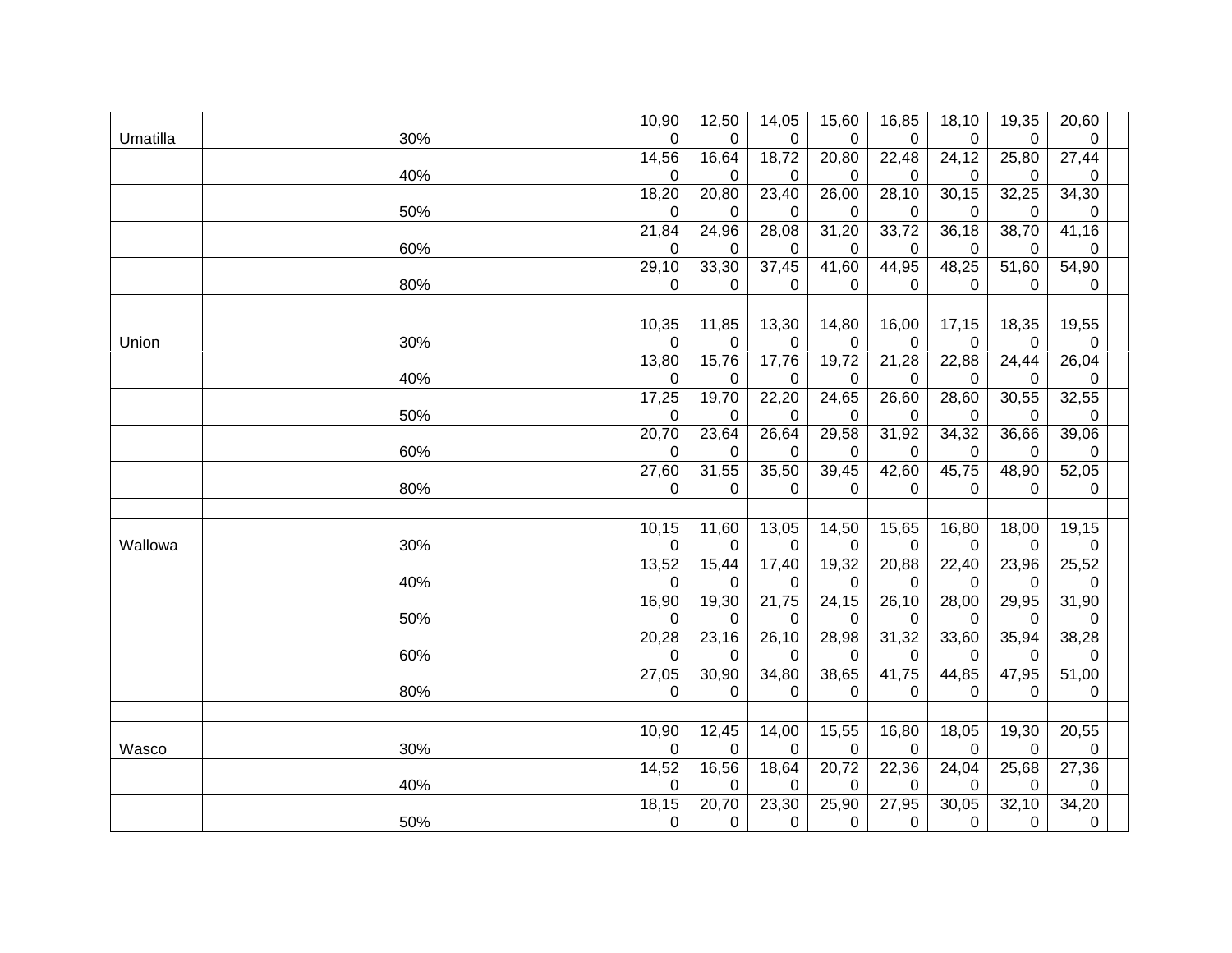| | | | | | | | | | | |
|---|---|---|---|---|---|---|---|---|---|---|
| Umatilla | 30% | 10,900 | 12,500 | 14,050 | 15,600 | 16,850 | 18,100 | 19,350 | 20,600 | |
| | 40% | 14,560 | 16,640 | 18,720 | 20,800 | 22,480 | 24,120 | 25,800 | 27,440 | |
| | 50% | 18,200 | 20,800 | 23,400 | 26,000 | 28,100 | 30,150 | 32,250 | 34,300 | |
| | 60% | 21,840 | 24,960 | 28,080 | 31,200 | 33,720 | 36,180 | 38,700 | 41,160 | |
| | 80% | 29,100 | 33,300 | 37,450 | 41,600 | 44,950 | 48,250 | 51,600 | 54,900 | |
| | | | | | | | | | | |
| Union | 30% | 10,350 | 11,850 | 13,300 | 14,800 | 16,000 | 17,150 | 18,350 | 19,550 | |
| | 40% | 13,800 | 15,760 | 17,760 | 19,720 | 21,280 | 22,880 | 24,440 | 26,040 | |
| | 50% | 17,250 | 19,700 | 22,200 | 24,650 | 26,600 | 28,600 | 30,550 | 32,550 | |
| | 60% | 20,700 | 23,640 | 26,640 | 29,580 | 31,920 | 34,320 | 36,660 | 39,060 | |
| | 80% | 27,600 | 31,550 | 35,500 | 39,450 | 42,600 | 45,750 | 48,900 | 52,050 | |
| | | | | | | | | | | |
| Wallowa | 30% | 10,150 | 11,600 | 13,050 | 14,500 | 15,650 | 16,800 | 18,000 | 19,150 | |
| | 40% | 13,520 | 15,440 | 17,400 | 19,320 | 20,880 | 22,400 | 23,960 | 25,520 | |
| | 50% | 16,900 | 19,300 | 21,750 | 24,150 | 26,100 | 28,000 | 29,950 | 31,900 | |
| | 60% | 20,280 | 23,160 | 26,100 | 28,980 | 31,320 | 33,600 | 35,940 | 38,280 | |
| | 80% | 27,050 | 30,900 | 34,800 | 38,650 | 41,750 | 44,850 | 47,950 | 51,000 | |
| | | | | | | | | | | |
| Wasco | 30% | 10,900 | 12,450 | 14,000 | 15,550 | 16,800 | 18,050 | 19,300 | 20,550 | |
| | 40% | 14,520 | 16,560 | 18,640 | 20,720 | 22,360 | 24,040 | 25,680 | 27,360 | |
| | 50% | 18,150 | 20,700 | 23,300 | 25,900 | 27,950 | 30,050 | 32,100 | 34,200 | |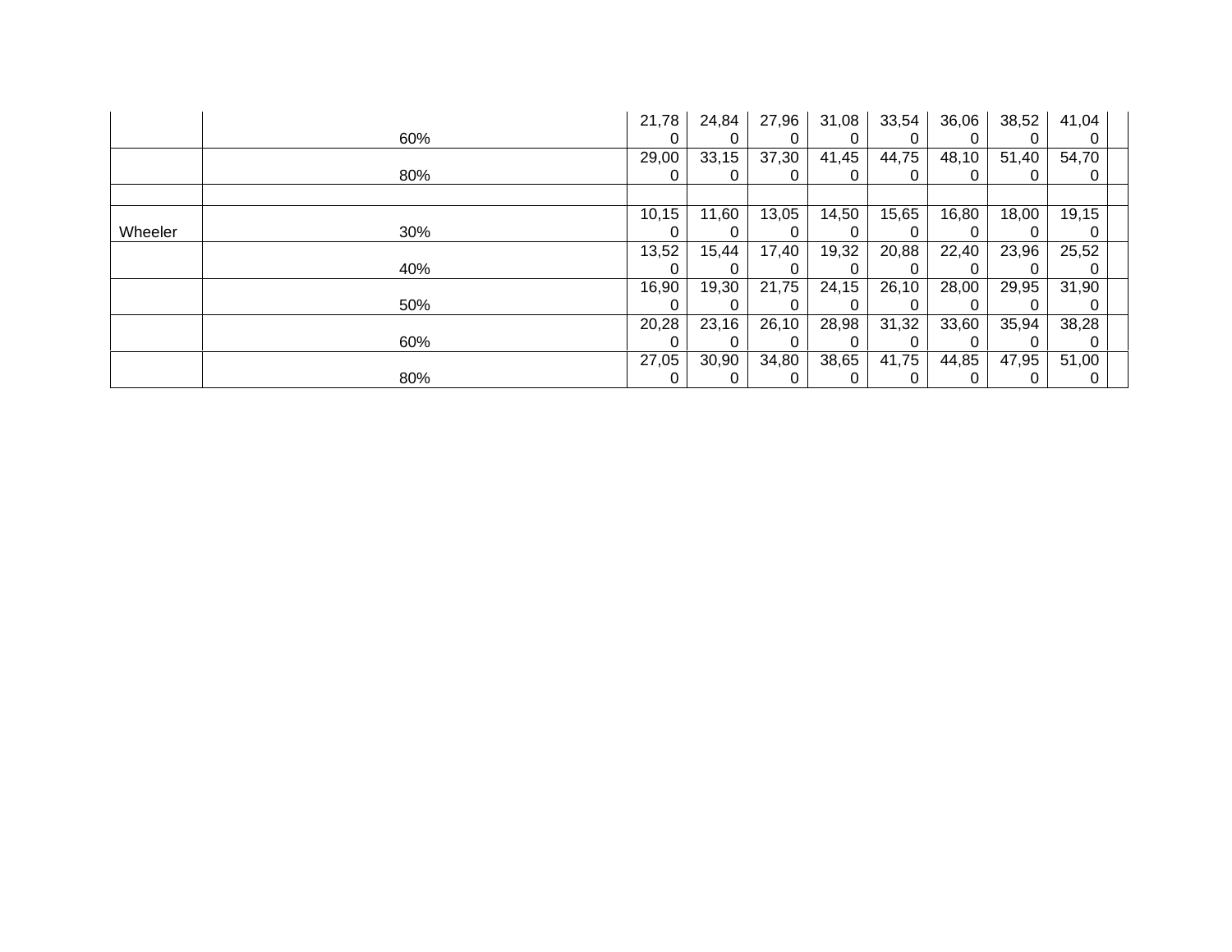| | | | | | | | | | | |
|---|---|---|---|---|---|---|---|---|---|---|
| | 60% | 21,780 | 24,840 | 27,960 | 31,080 | 33,540 | 36,060 | 38,520 | 41,040 | |
| | 80% | 29,000 | 33,150 | 37,300 | 41,450 | 44,750 | 48,100 | 51,400 | 54,700 | |
| | | | | | | | | | | |
| Wheeler | 30% | 10,150 | 11,600 | 13,050 | 14,500 | 15,650 | 16,800 | 18,000 | 19,150 | |
| | 40% | 13,520 | 15,440 | 17,400 | 19,320 | 20,880 | 22,400 | 23,960 | 25,520 | |
| | 50% | 16,900 | 19,300 | 21,750 | 24,150 | 26,100 | 28,000 | 29,950 | 31,900 | |
| | 60% | 20,280 | 23,160 | 26,100 | 28,980 | 31,320 | 33,600 | 35,940 | 38,280 | |
| | 80% | 27,050 | 30,900 | 34,800 | 38,650 | 41,750 | 44,850 | 47,950 | 51,000 | |